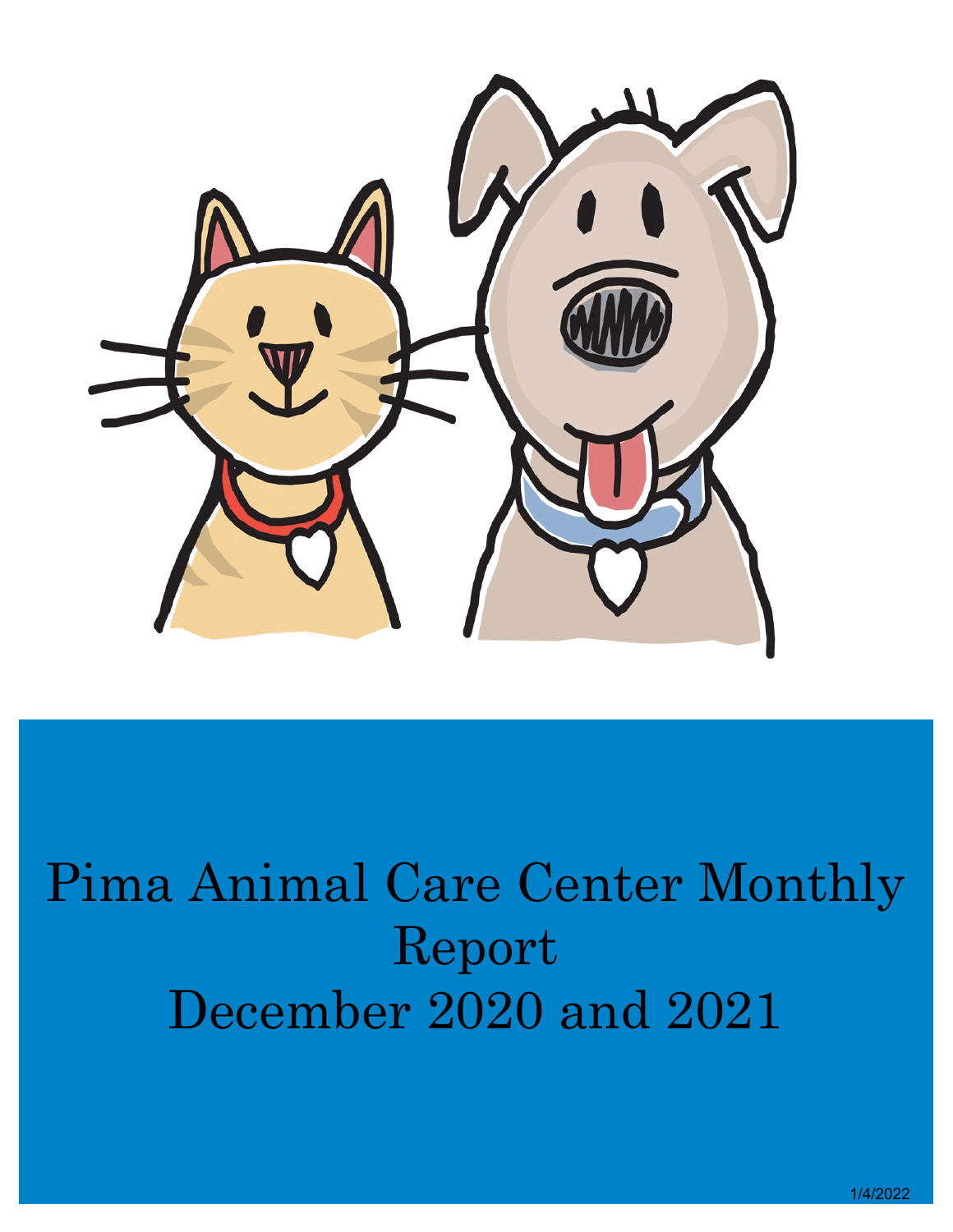# Pima Animal Care Center Monthly Report December 2020 and 2021

1/4/2022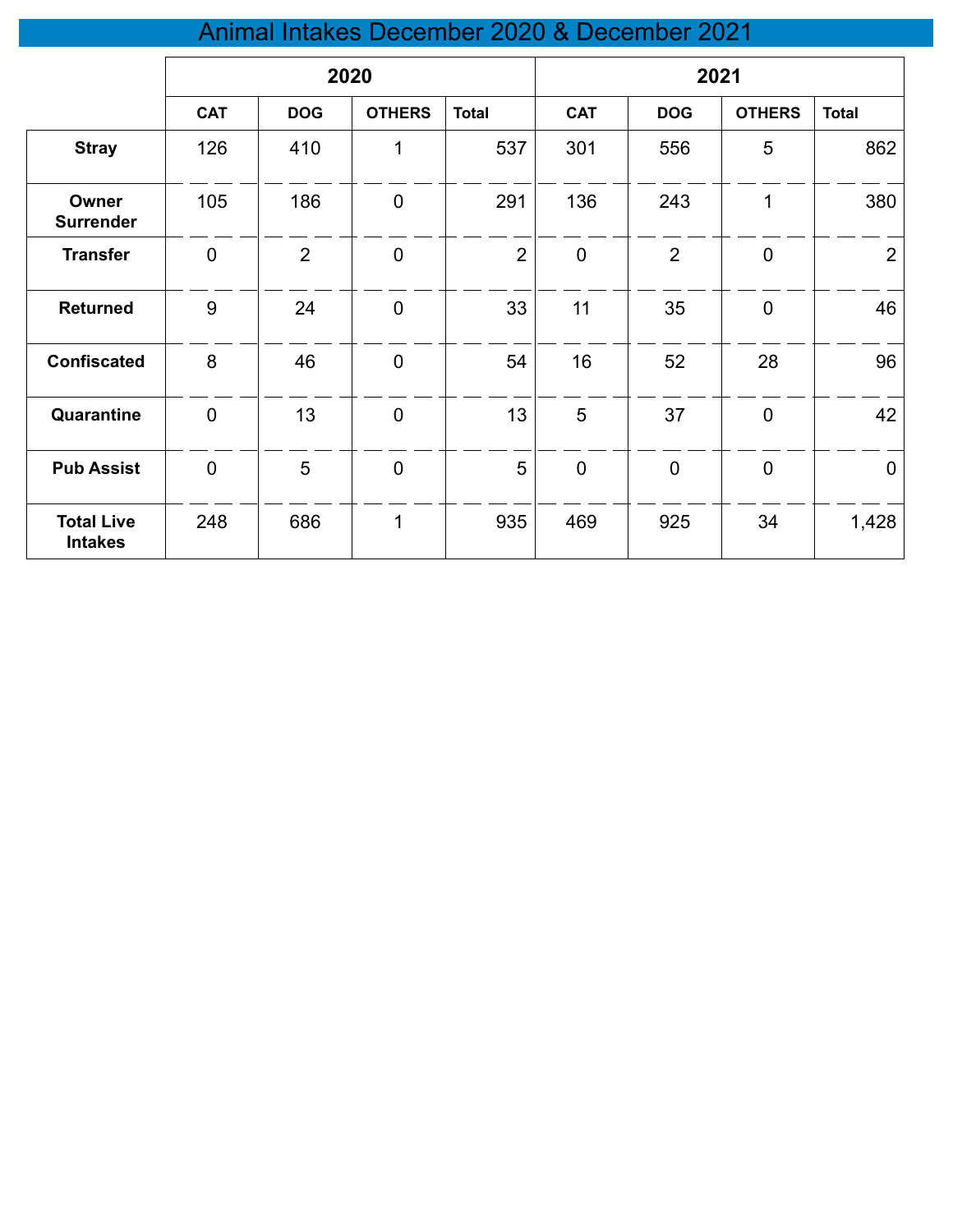# Animal Intakes December 2020 & December 2021

| | 2020 | | | | 2021 | | | |
|---|---|---|---|---|---|---|---|---|
| | CAT | DOG | OTHERS | Total | CAT | DOG | OTHERS | Total |
| **Stray** | 126 | 410 | 1 | 537 | 301 | 556 | 5 | 862 |
| **Owner Surrender** | 105 | 186 | 0 | 291 | 136 | 243 | 1 | 380 |
| **Transfer** | 0 | 2 | 0 | 2 | 0 | 2 | 0 | 2 |
| **Returned** | 9 | 24 | 0 | 33 | 11 | 35 | 0 | 46 |
| **Confiscated** | 8 | 46 | 0 | 54 | 16 | 52 | 28 | 96 |
| **Quarantine** | 0 | 13 | 0 | 13 | 5 | 37 | 0 | 42 |
| **Pub Assist** | 0 | 5 | 0 | 5 | 0 | 0 | 0 | 0 |
| **Total Live Intakes** | 248 | 686 | 1 | 935 | 469 | 925 | 34 | 1,428 |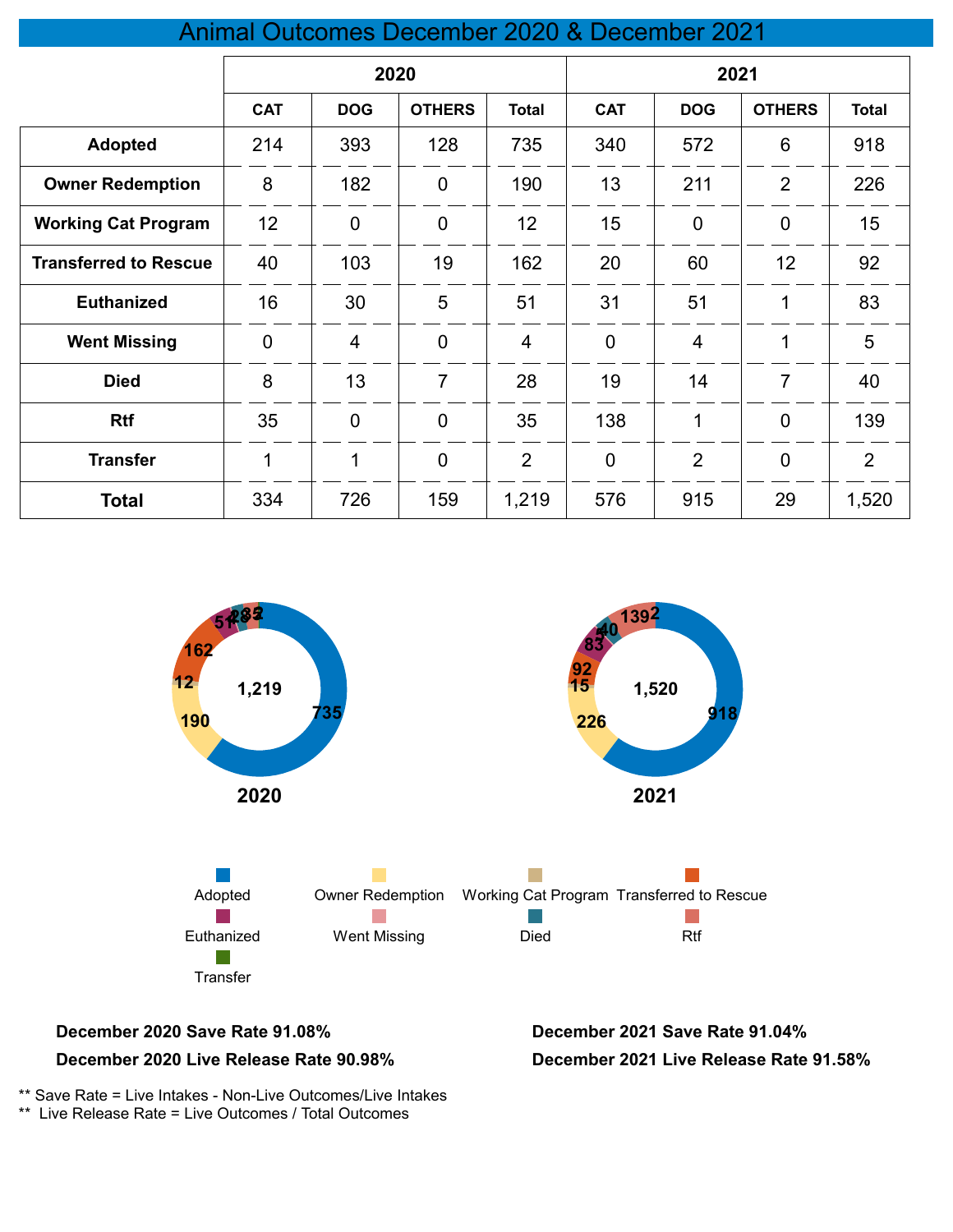# Animal Outcomes December 2020 & December 2021

| | 2020 | | | | 2021 | | | |
|---|---|---|---|---|---|---|---|---|
| | CAT | DOG | OTHERS | Total | CAT | DOG | OTHERS | Total |
| **Adopted** | 214 | 393 | 128 | 735 | 340 | 572 | 6 | 918 |
| **Owner Redemption** | 8 | 182 | 0 | 190 | 13 | 211 | 2 | 226 |
| **Working Cat Program** | 12 | 0 | 0 | 12 | 15 | 0 | 0 | 15 |
| **Transferred to Rescue** | 40 | 103 | 19 | 162 | 20 | 60 | 12 | 92 |
| **Euthanized** | 16 | 30 | 5 | 51 | 31 | 51 | 1 | 83 |
| **Went Missing** | 0 | 4 | 0 | 4 | 0 | 4 | 1 | 5 |
| **Died** | 8 | 13 | 7 | 28 | 19 | 14 | 7 | 40 |
| **Rtf** | 35 | 0 | 0 | 35 | 138 | 1 | 0 | 139 |
| **Transfer** | 1 | 1 | 0 | 2 | 0 | 2 | 0 | 2 |
| **Total** | 334 | 726 | 159 | 1,219 | 576 | 915 | 29 | 1,520 |

**2020** (total 1,219): Adopted 735, Owner Redemption 190, Working Cat Program 12, Transferred to Rescue 162, Euthanized 51, Went Missing 4, Died 28, Rtf 35, Transfer 2

**2021** (total 1,520): Adopted 918, Owner Redemption 226, Working Cat Program 15, Transferred to Rescue 92, Euthanized 83, Went Missing 5, Died 40, Rtf 139, Transfer 2

**December 2020 Save Rate 91.08%**

**December 2020 Live Release Rate 90.98%**

**December 2021 Save Rate 91.04%**

**December 2021 Live Release Rate 91.58%**

** Save Rate = Live Intakes - Non-Live Outcomes/Live Intakes

** Live Release Rate = Live Outcomes / Total Outcomes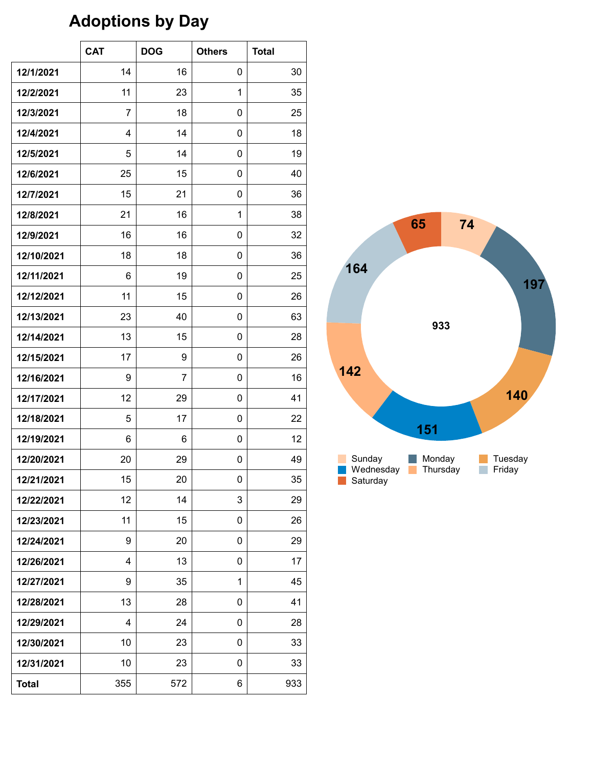# Adoptions by Day

| | CAT | DOG | Others | Total |
|---|---|---|---|---|
| **12/1/2021** | 14 | 16 | 0 | 30 |
| **12/2/2021** | 11 | 23 | 1 | 35 |
| **12/3/2021** | 7 | 18 | 0 | 25 |
| **12/4/2021** | 4 | 14 | 0 | 18 |
| **12/5/2021** | 5 | 14 | 0 | 19 |
| **12/6/2021** | 25 | 15 | 0 | 40 |
| **12/7/2021** | 15 | 21 | 0 | 36 |
| **12/8/2021** | 21 | 16 | 1 | 38 |
| **12/9/2021** | 16 | 16 | 0 | 32 |
| **12/10/2021** | 18 | 18 | 0 | 36 |
| **12/11/2021** | 6 | 19 | 0 | 25 |
| **12/12/2021** | 11 | 15 | 0 | 26 |
| **12/13/2021** | 23 | 40 | 0 | 63 |
| **12/14/2021** | 13 | 15 | 0 | 28 |
| **12/15/2021** | 17 | 9 | 0 | 26 |
| **12/16/2021** | 9 | 7 | 0 | 16 |
| **12/17/2021** | 12 | 29 | 0 | 41 |
| **12/18/2021** | 5 | 17 | 0 | 22 |
| **12/19/2021** | 6 | 6 | 0 | 12 |
| **12/20/2021** | 20 | 29 | 0 | 49 |
| **12/21/2021** | 15 | 20 | 0 | 35 |
| **12/22/2021** | 12 | 14 | 3 | 29 |
| **12/23/2021** | 11 | 15 | 0 | 26 |
| **12/24/2021** | 9 | 20 | 0 | 29 |
| **12/26/2021** | 4 | 13 | 0 | 17 |
| **12/27/2021** | 9 | 35 | 1 | 45 |
| **12/28/2021** | 13 | 28 | 0 | 41 |
| **12/29/2021** | 4 | 24 | 0 | 28 |
| **12/30/2021** | 10 | 23 | 0 | 33 |
| **12/31/2021** | 10 | 23 | 0 | 33 |
| **Total** | 355 | 572 | 6 | 933 |

| Day | Adoptions |
|---|---|
| Sunday | 74 |
| Monday | 197 |
| Tuesday | 140 |
| Wednesday | 151 |
| Thursday | 142 |
| Friday | 164 |
| Saturday | 65 |
| Total | 933 |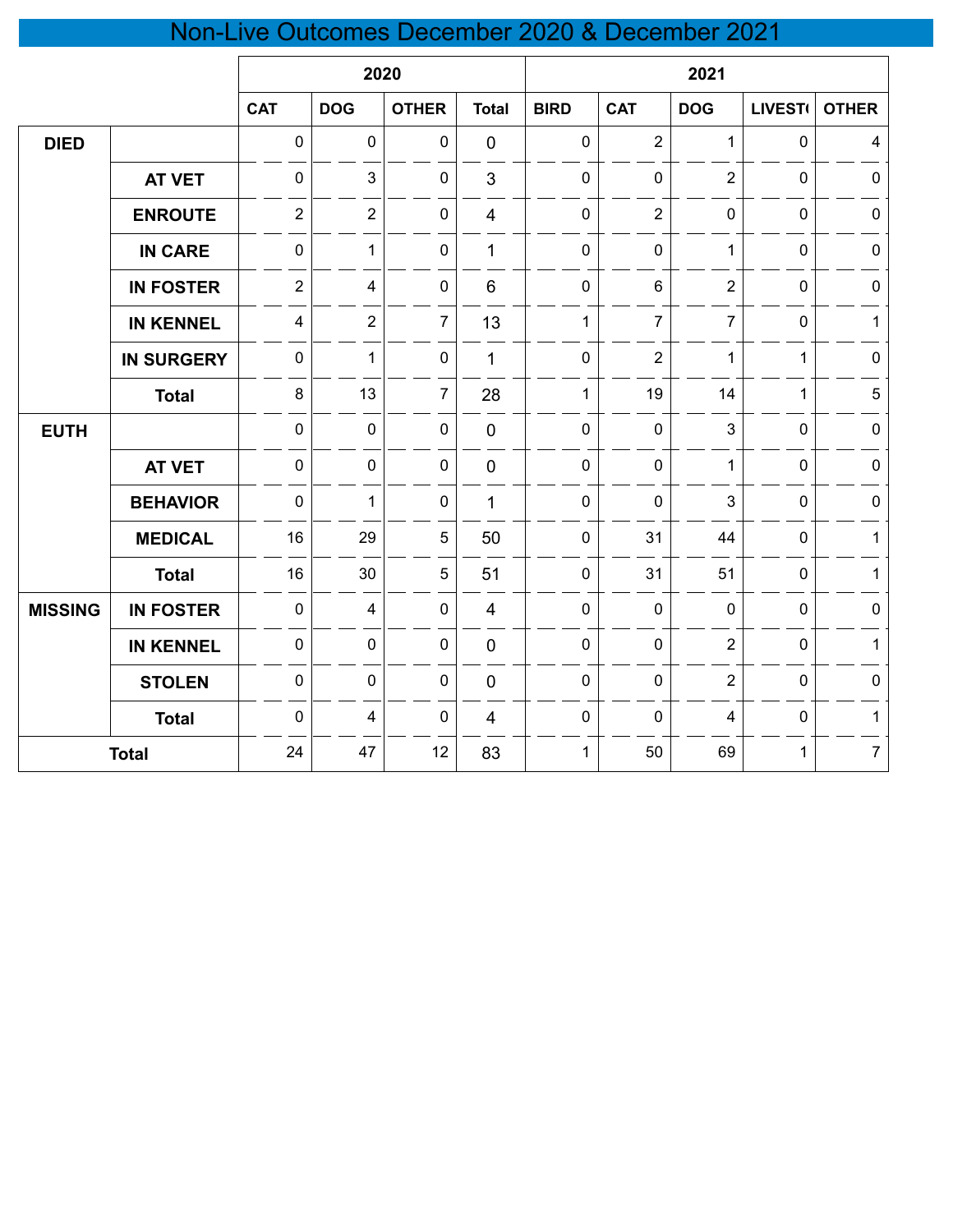# Non-Live Outcomes December 2020 & December 2021

| | | 2020 | | | | 2021 | | | | |
|---|---|---|---|---|---|---|---|---|---|---|
| | | CAT | DOG | OTHER | Total | BIRD | CAT | DOG | LIVEST( | OTHER |
| **DIED** | | 0 | 0 | 0 | 0 | 0 | 2 | 1 | 0 | 4 |
| | **AT VET** | 0 | 3 | 0 | 3 | 0 | 0 | 2 | 0 | 0 |
| | **ENROUTE** | 2 | 2 | 0 | 4 | 0 | 2 | 0 | 0 | 0 |
| | **IN CARE** | 0 | 1 | 0 | 1 | 0 | 0 | 1 | 0 | 0 |
| | **IN FOSTER** | 2 | 4 | 0 | 6 | 0 | 6 | 2 | 0 | 0 |
| | **IN KENNEL** | 4 | 2 | 7 | 13 | 1 | 7 | 7 | 0 | 1 |
| | **IN SURGERY** | 0 | 1 | 0 | 1 | 0 | 2 | 1 | 1 | 0 |
| | **Total** | 8 | 13 | 7 | 28 | 1 | 19 | 14 | 1 | 5 |
| **EUTH** | | 0 | 0 | 0 | 0 | 0 | 0 | 3 | 0 | 0 |
| | **AT VET** | 0 | 0 | 0 | 0 | 0 | 0 | 1 | 0 | 0 |
| | **BEHAVIOR** | 0 | 1 | 0 | 1 | 0 | 0 | 3 | 0 | 0 |
| | **MEDICAL** | 16 | 29 | 5 | 50 | 0 | 31 | 44 | 0 | 1 |
| | **Total** | 16 | 30 | 5 | 51 | 0 | 31 | 51 | 0 | 1 |
| **MISSING** | **IN FOSTER** | 0 | 4 | 0 | 4 | 0 | 0 | 0 | 0 | 0 |
| | **IN KENNEL** | 0 | 0 | 0 | 0 | 0 | 0 | 2 | 0 | 1 |
| | **STOLEN** | 0 | 0 | 0 | 0 | 0 | 0 | 2 | 0 | 0 |
| | **Total** | 0 | 4 | 0 | 4 | 0 | 0 | 4 | 0 | 1 |
| **Total** | | 24 | 47 | 12 | 83 | 1 | 50 | 69 | 1 | 7 |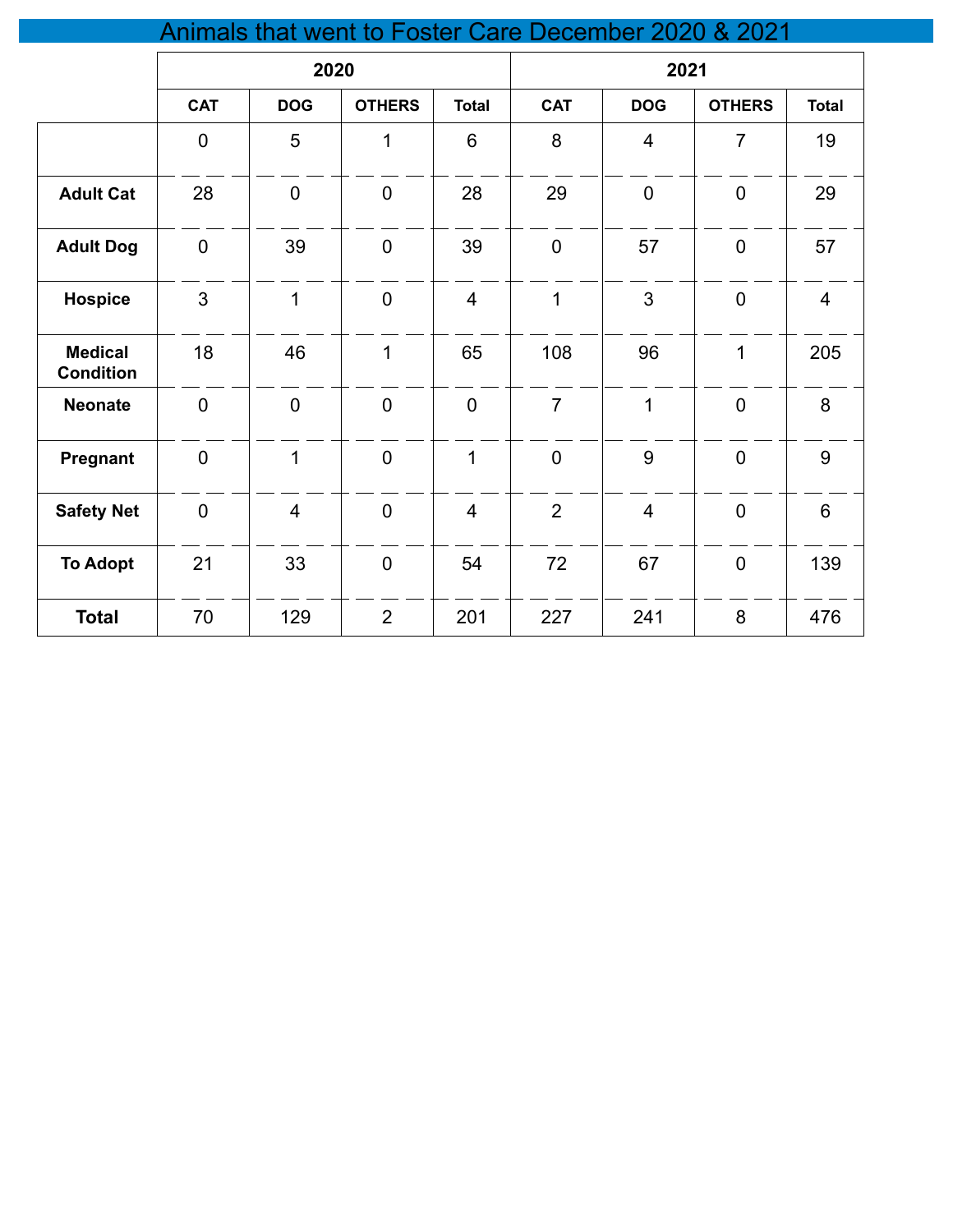# Animals that went to Foster Care December 2020 & 2021

| | 2020 | | | | 2021 | | | |
|---|---|---|---|---|---|---|---|---|
| | CAT | DOG | OTHERS | Total | CAT | DOG | OTHERS | Total |
| | 0 | 5 | 1 | 6 | 8 | 4 | 7 | 19 |
| **Adult Cat** | 28 | 0 | 0 | 28 | 29 | 0 | 0 | 29 |
| **Adult Dog** | 0 | 39 | 0 | 39 | 0 | 57 | 0 | 57 |
| **Hospice** | 3 | 1 | 0 | 4 | 1 | 3 | 0 | 4 |
| **Medical Condition** | 18 | 46 | 1 | 65 | 108 | 96 | 1 | 205 |
| **Neonate** | 0 | 0 | 0 | 0 | 7 | 1 | 0 | 8 |
| **Pregnant** | 0 | 1 | 0 | 1 | 0 | 9 | 0 | 9 |
| **Safety Net** | 0 | 4 | 0 | 4 | 2 | 4 | 0 | 6 |
| **To Adopt** | 21 | 33 | 0 | 54 | 72 | 67 | 0 | 139 |
| **Total** | 70 | 129 | 2 | 201 | 227 | 241 | 8 | 476 |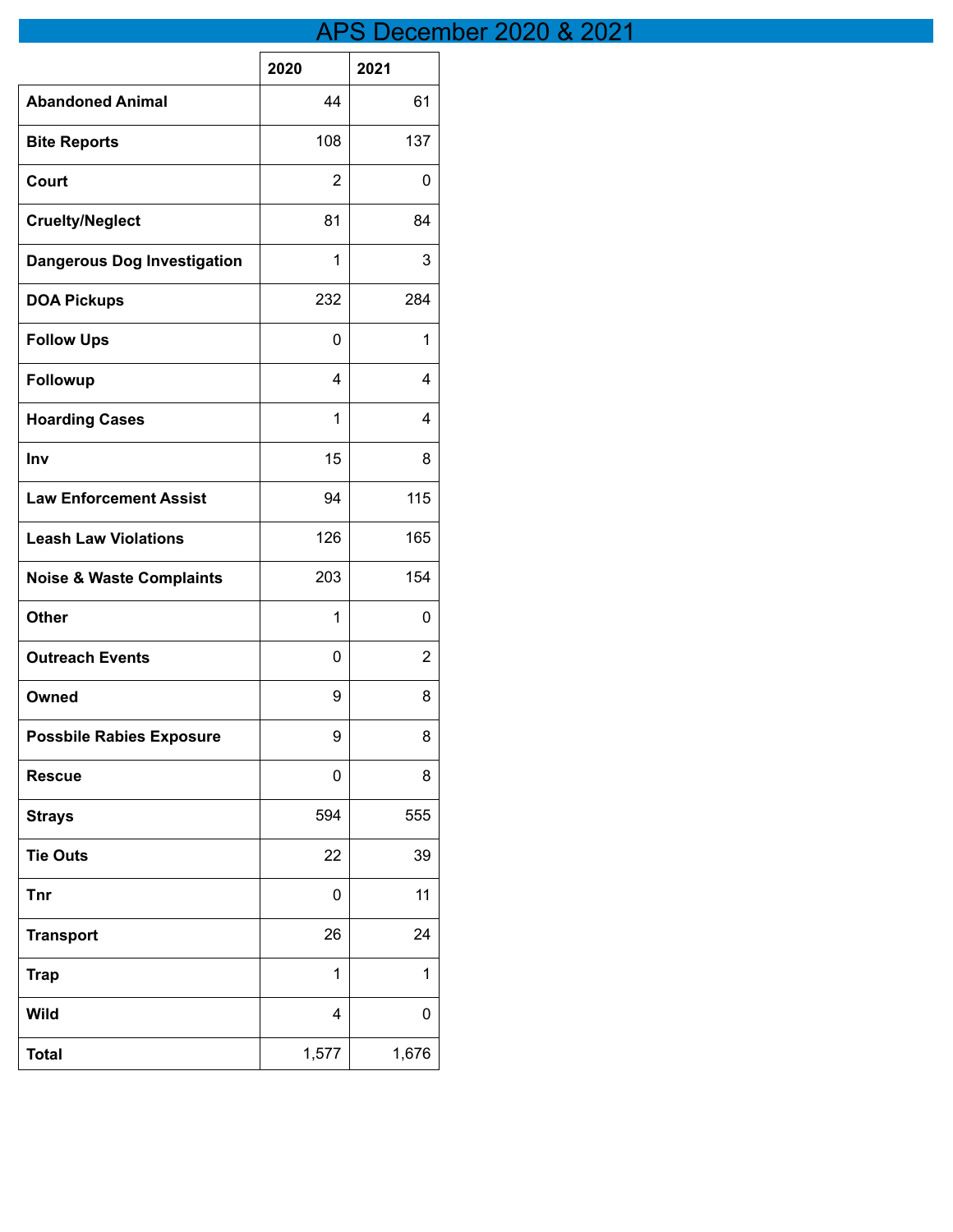# APS December 2020 & 2021

| | 2020 | 2021 |
|---|---|---|
| **Abandoned Animal** | 44 | 61 |
| **Bite Reports** | 108 | 137 |
| **Court** | 2 | 0 |
| **Cruelty/Neglect** | 81 | 84 |
| **Dangerous Dog Investigation** | 1 | 3 |
| **DOA Pickups** | 232 | 284 |
| **Follow Ups** | 0 | 1 |
| **Followup** | 4 | 4 |
| **Hoarding Cases** | 1 | 4 |
| **Inv** | 15 | 8 |
| **Law Enforcement Assist** | 94 | 115 |
| **Leash Law Violations** | 126 | 165 |
| **Noise & Waste Complaints** | 203 | 154 |
| **Other** | 1 | 0 |
| **Outreach Events** | 0 | 2 |
| **Owned** | 9 | 8 |
| **Possbile Rabies Exposure** | 9 | 8 |
| **Rescue** | 0 | 8 |
| **Strays** | 594 | 555 |
| **Tie Outs** | 22 | 39 |
| **Tnr** | 0 | 11 |
| **Transport** | 26 | 24 |
| **Trap** | 1 | 1 |
| **Wild** | 4 | 0 |
| **Total** | 1,577 | 1,676 |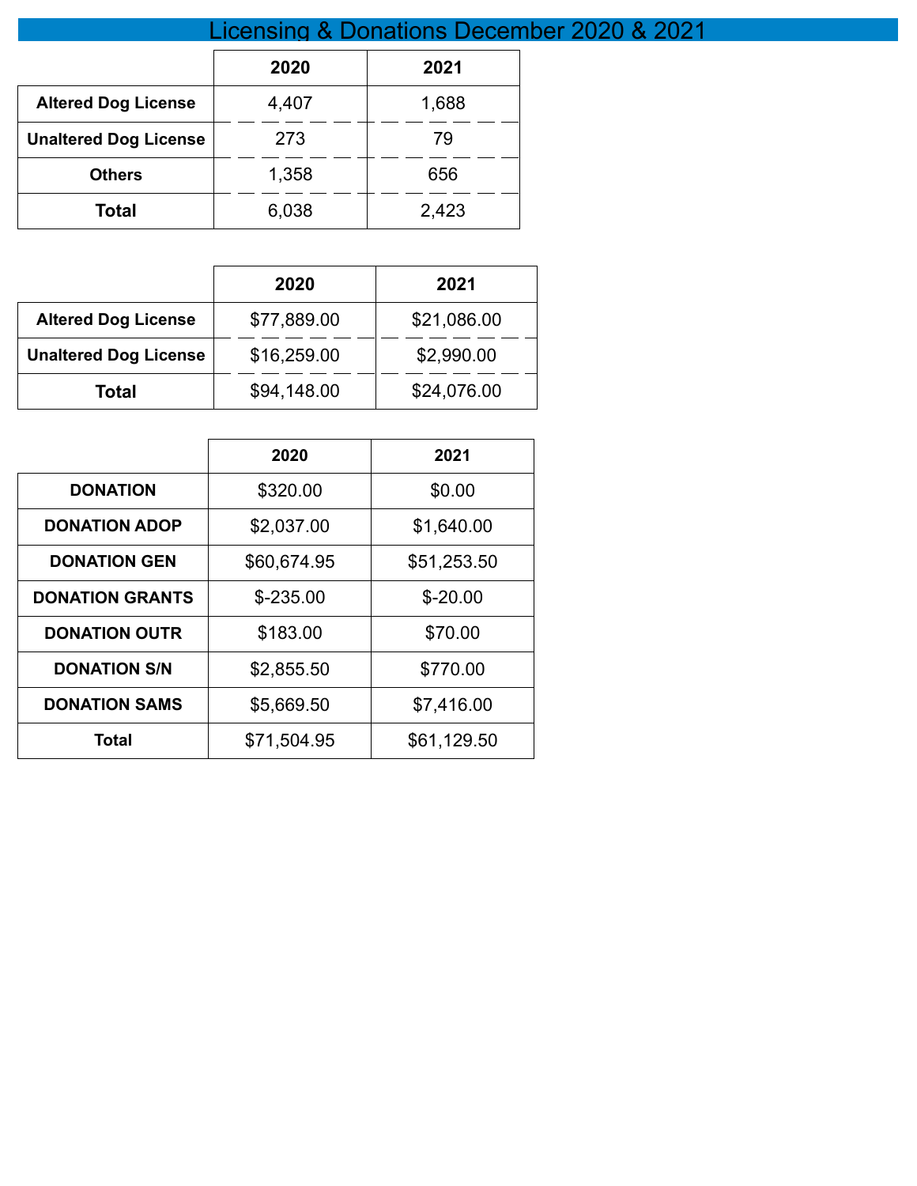# Licensing & Donations December 2020 & 2021

| | 2020 | 2021 |
|---|---|---|
| **Altered Dog License** | 4,407 | 1,688 |
| **Unaltered Dog License** | 273 | 79 |
| **Others** | 1,358 | 656 |
| **Total** | 6,038 | 2,423 |

| | 2020 | 2021 |
|---|---|---|
| **Altered Dog License** | $77,889.00 | $21,086.00 |
| **Unaltered Dog License** | $16,259.00 | $2,990.00 |
| **Total** | $94,148.00 | $24,076.00 |

| | 2020 | 2021 |
|---|---|---|
| **DONATION** | $320.00 | $0.00 |
| **DONATION ADOP** | $2,037.00 | $1,640.00 |
| **DONATION GEN** | $60,674.95 | $51,253.50 |
| **DONATION GRANTS** | $-235.00 | $-20.00 |
| **DONATION OUTR** | $183.00 | $70.00 |
| **DONATION S/N** | $2,855.50 | $770.00 |
| **DONATION SAMS** | $5,669.50 | $7,416.00 |
| **Total** | $71,504.95 | $61,129.50 |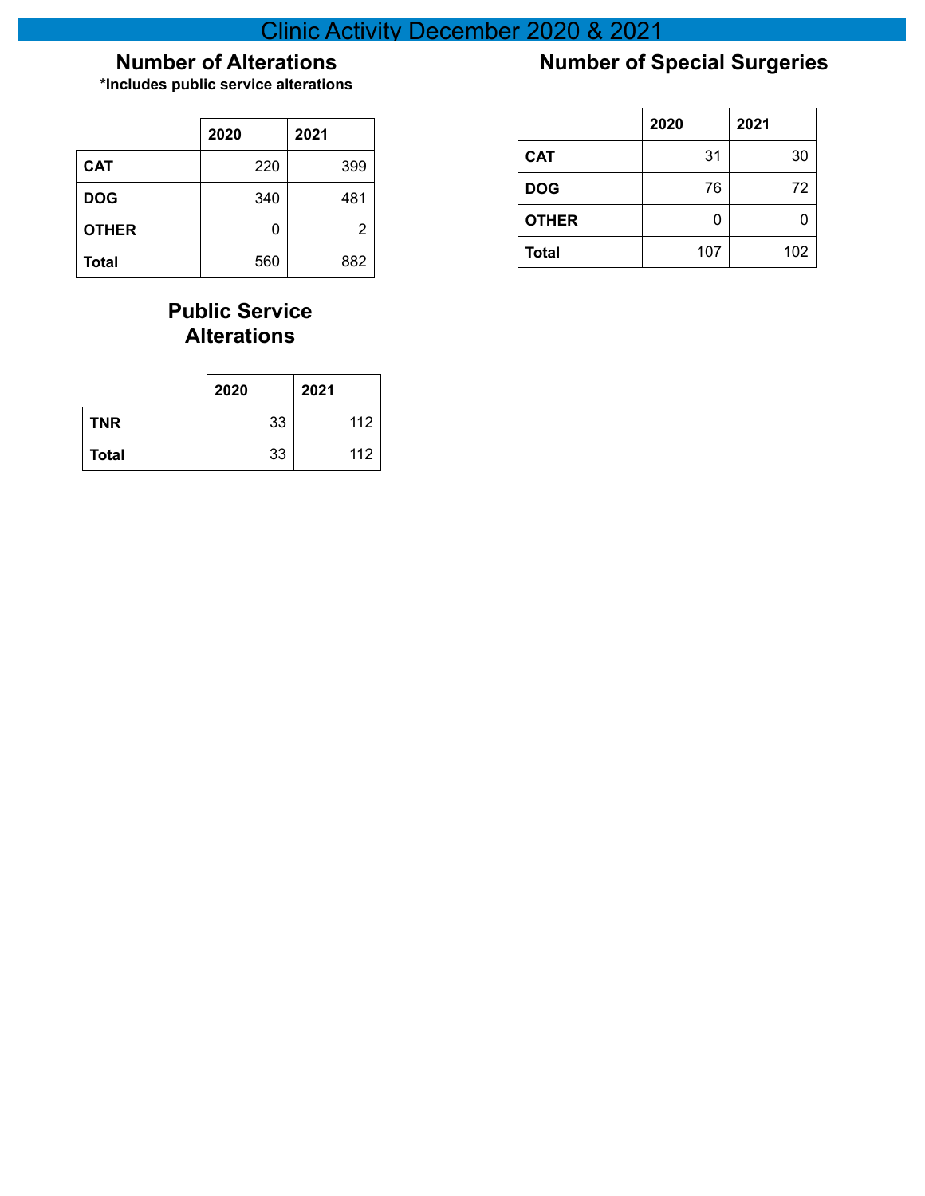# Clinic Activity December 2020 & 2021

## Number of Alterations

**\*Includes public service alterations**

| | 2020 | 2021 |
|---|---|---|
| **CAT** | 220 | 399 |
| **DOG** | 340 | 481 |
| **OTHER** | 0 | 2 |
| **Total** | 560 | 882 |

## Public Service Alterations

| | 2020 | 2021 |
|---|---|---|
| **TNR** | 33 | 112 |
| **Total** | 33 | 112 |

## Number of Special Surgeries

| | 2020 | 2021 |
|---|---|---|
| **CAT** | 31 | 30 |
| **DOG** | 76 | 72 |
| **OTHER** | 0 | 0 |
| **Total** | 107 | 102 |